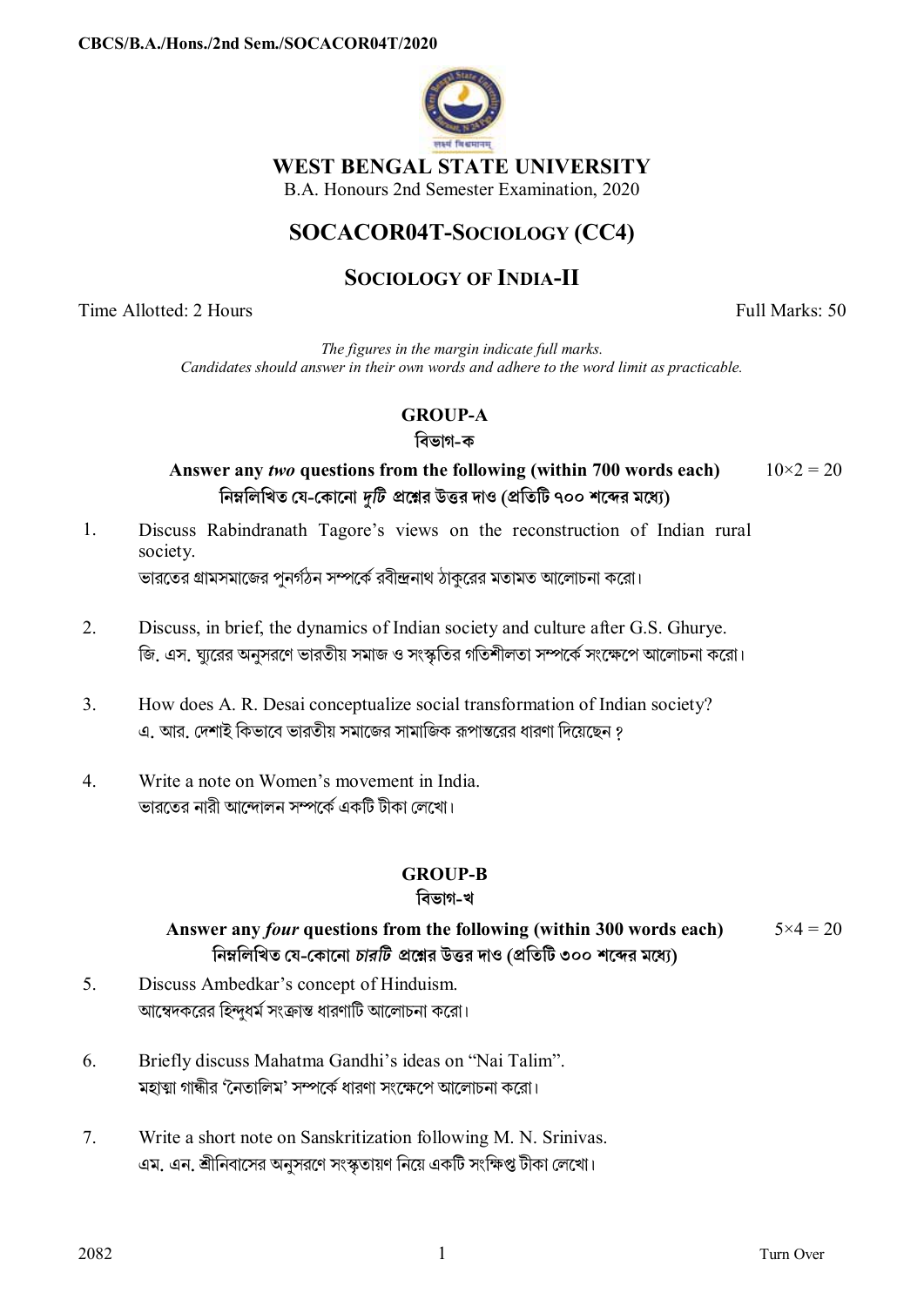CBCS/B.A./Hons./2nd Sem./SOCACOR04T/2020

# WEST BENGAL STATE UNIVERSITY

B.A. Honours 2nd Semester Examination, 2020

## SOCACOR04T-SOCIOLOGY (CC4)

## SOCIOLOGY OF INDIA-II

Time Allotted: 2 Hours | Full Marks: 50

*The figures in the margin indicate full marks.*
*Candidates should answer in their own words and adhere to the word limit as practicable.*

### GROUP-A
### বিভাগ-ক

**Answer any *two* questions from the following (within 700 words each)** 10×2 = 20
**নিম্নলিখিত যে-কোনো *দুটি* প্রশ্নের উত্তর দাও (প্রতিটি ৭০০ শব্দের মধ্যে)**

1. Discuss Rabindranath Tagore's views on the reconstruction of Indian rural society.
ভারতের গ্রামসমাজের পুনর্গঠন সম্পর্কে রবীন্দ্রনাথ ঠাকুরের মতামত আলোচনা করো।

2. Discuss, in brief, the dynamics of Indian society and culture after G.S. Ghurye.
জি. এস. ঘ্যুরের অনুসরণে ভারতীয় সমাজ ও সংস্কৃতির গতিশীলতা সম্পর্কে সংক্ষেপে আলোচনা করো।

3. How does A. R. Desai conceptualize social transformation of Indian society?
এ. আর. দেশাই কিভাবে ভারতীয় সমাজের সামাজিক রূপান্তরের ধারণা দিয়েছেন ?

4. Write a note on Women's movement in India.
ভারতের নারী আন্দোলন সম্পর্কে একটি টীকা লেখো।

### GROUP-B
### বিভাগ-খ

**Answer any *four* questions from the following (within 300 words each)** 5×4 = 20
**নিম্নলিখিত যে-কোনো *চারটি* প্রশ্নের উত্তর দাও (প্রতিটি ৩০০ শব্দের মধ্যে)**

5. Discuss Ambedkar's concept of Hinduism.
আম্বেদকরের হিন্দুধর্ম সংক্রান্ত ধারণাটি আলোচনা করো।

6. Briefly discuss Mahatma Gandhi's ideas on "Nai Talim".
মহাত্মা গান্ধীর 'নৈতালিম' সম্পর্কে ধারণা সংক্ষেপে আলোচনা করো।

7. Write a short note on Sanskritization following M. N. Srinivas.
এম. এন. শ্রীনিবাসের অনুসরণে সংস্কৃতায়ণ নিয়ে একটি সংক্ষিপ্ত টীকা লেখো।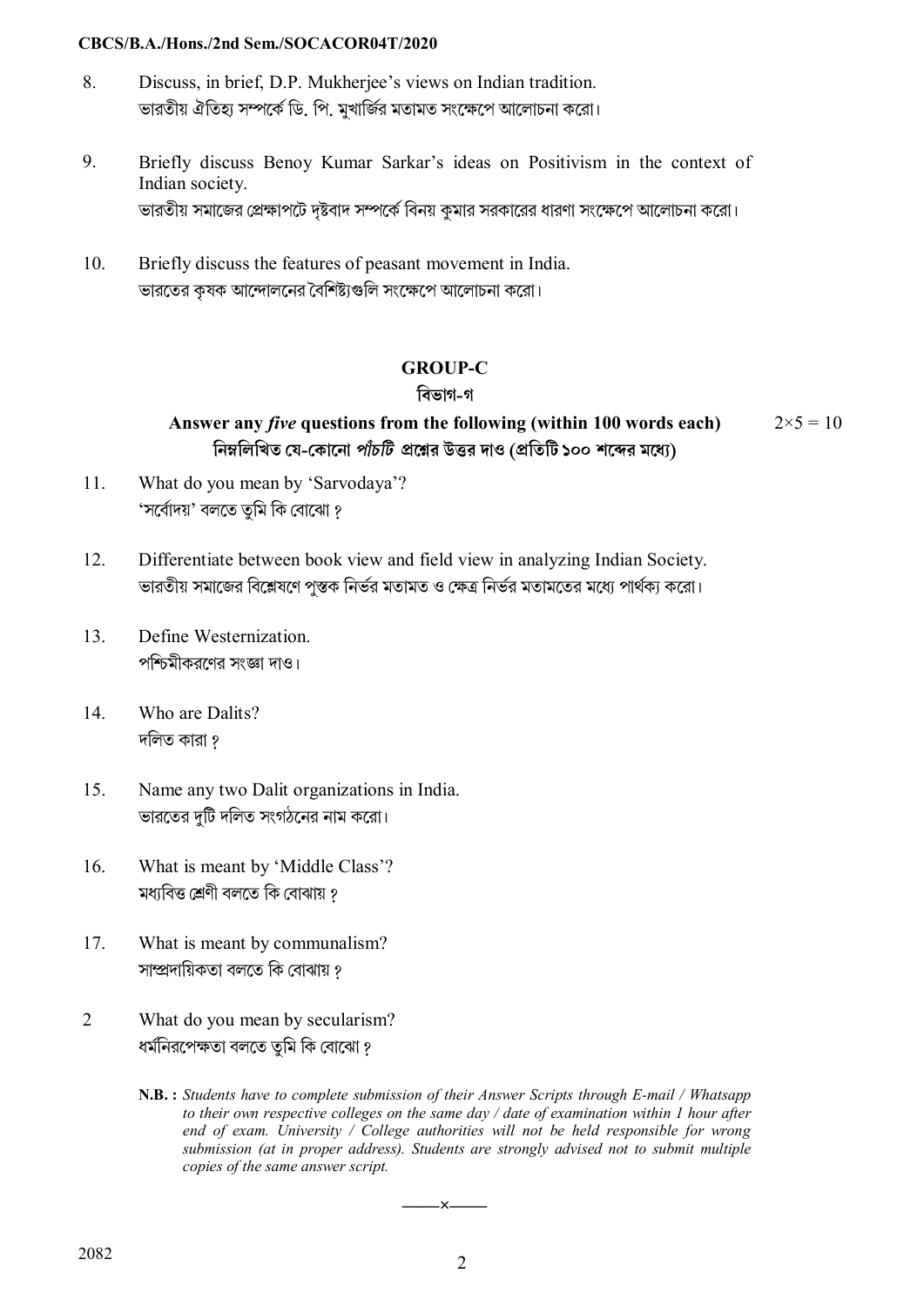8. Discuss, in brief, D.P. Mukherjee's views on Indian tradition.
   ভারতীয় ঐতিহ্য সম্পর্কে ডি. পি. মুখার্জির মতামত সংক্ষেপে আলোচনা করো।

9. Briefly discuss Benoy Kumar Sarkar's ideas on Positivism in the context of Indian society.
   ভারতীয় সমাজের প্রেক্ষাপটে দৃষ্টবাদ সম্পর্কে বিনয় কুমার সরকারের ধারণা সংক্ষেপে আলোচনা করো।

10. Briefly discuss the features of peasant movement in India.
    ভারতের কৃষক আন্দোলনের বৈশিষ্ট্যগুলি সংক্ষেপে আলোচনা করো।

## GROUP-C

## বিভাগ-গ

**Answer any *five* questions from the following (within 100 words each)** $2\times5 = 10$

**নিম্নলিখিত যে-কোনো *পাঁচটি* প্রশ্নের উত্তর দাও (প্রতিটি ১০০ শব্দের মধ্যে)**

11. What do you mean by 'Sarvodaya'?
    'সর্বোদয়' বলতে তুমি কি বোঝো ?

12. Differentiate between book view and field view in analyzing Indian Society.
    ভারতীয় সমাজের বিশ্লেষণে পুস্তক নির্ভর মতামত ও ক্ষেত্র নির্ভর মতামতের মধ্যে পার্থক্য করো।

13. Define Westernization.
    পশ্চিমীকরণের সংজ্ঞা দাও।

14. Who are Dalits?
    দলিত কারা ?

15. Name any two Dalit organizations in India.
    ভারতের দুটি দলিত সংগঠনের নাম করো।

16. What is meant by 'Middle Class'?
    মধ্যবিত্ত শ্রেণী বলতে কি বোঝায় ?

17. What is meant by communalism?
    সাম্প্রদায়িকতা বলতে কি বোঝায় ?

2 What do you mean by secularism?
  ধর্মনিরপেক্ষতা বলতে তুমি কি বোঝো ?

**N.B. :** *Students have to complete submission of their Answer Scripts through E-mail / Whatsapp to their own respective colleges on the same day / date of examination within 1 hour after end of exam. University / College authorities will not be held responsible for wrong submission (at in proper address). Students are strongly advised not to submit multiple copies of the same answer script.*

——×——